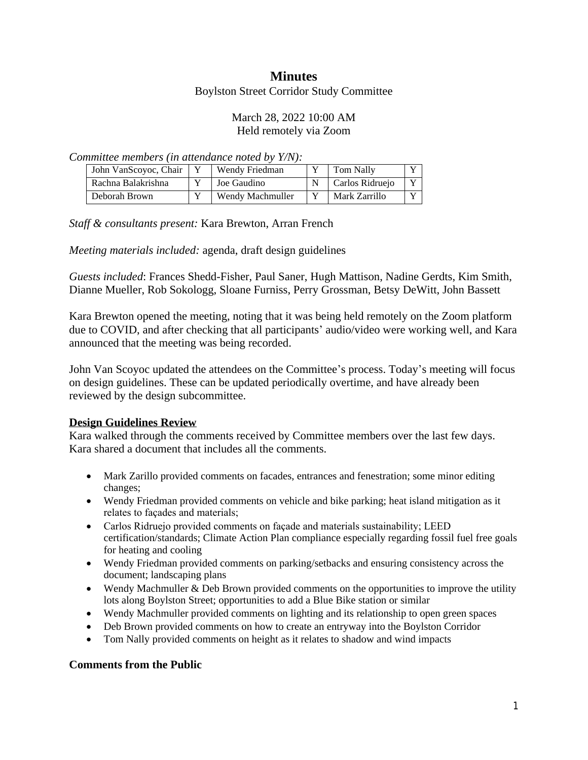# Minutes

Boylston Street Corridor Study Committee

March 28, 2022 10:00 AM
Held remotely via Zoom

*Committee members (in attendance noted by Y/N):*

| John VanScoyoc, Chair | Y | Wendy Friedman | Y | Tom Nally | Y |
|---|---|---|---|---|---|
| Rachna Balakrishna | Y | Joe Gaudino | N | Carlos Ridruejo | Y |
| Deborah Brown | Y | Wendy Machmuller | Y | Mark Zarrillo | Y |

*Staff & consultants present:* Kara Brewton, Arran French

*Meeting materials included:* agenda, draft design guidelines

*Guests included*: Frances Shedd-Fisher, Paul Saner, Hugh Mattison, Nadine Gerdts, Kim Smith, Dianne Mueller, Rob Sokologg, Sloane Furniss, Perry Grossman, Betsy DeWitt, John Bassett

Kara Brewton opened the meeting, noting that it was being held remotely on the Zoom platform due to COVID, and after checking that all participants' audio/video were working well, and Kara announced that the meeting was being recorded.

John Van Scoyoc updated the attendees on the Committee's process. Today's meeting will focus on design guidelines. These can be updated periodically overtime, and have already been reviewed by the design subcommittee.

## Design Guidelines Review

Kara walked through the comments received by Committee members over the last few days. Kara shared a document that includes all the comments.

- Mark Zarillo provided comments on facades, entrances and fenestration; some minor editing changes;
- Wendy Friedman provided comments on vehicle and bike parking; heat island mitigation as it relates to façades and materials;
- Carlos Ridruejo provided comments on façade and materials sustainability; LEED certification/standards; Climate Action Plan compliance especially regarding fossil fuel free goals for heating and cooling
- Wendy Friedman provided comments on parking/setbacks and ensuring consistency across the document; landscaping plans
- Wendy Machmuller & Deb Brown provided comments on the opportunities to improve the utility lots along Boylston Street; opportunities to add a Blue Bike station or similar
- Wendy Machmuller provided comments on lighting and its relationship to open green spaces
- Deb Brown provided comments on how to create an entryway into the Boylston Corridor
- Tom Nally provided comments on height as it relates to shadow and wind impacts

## Comments from the Public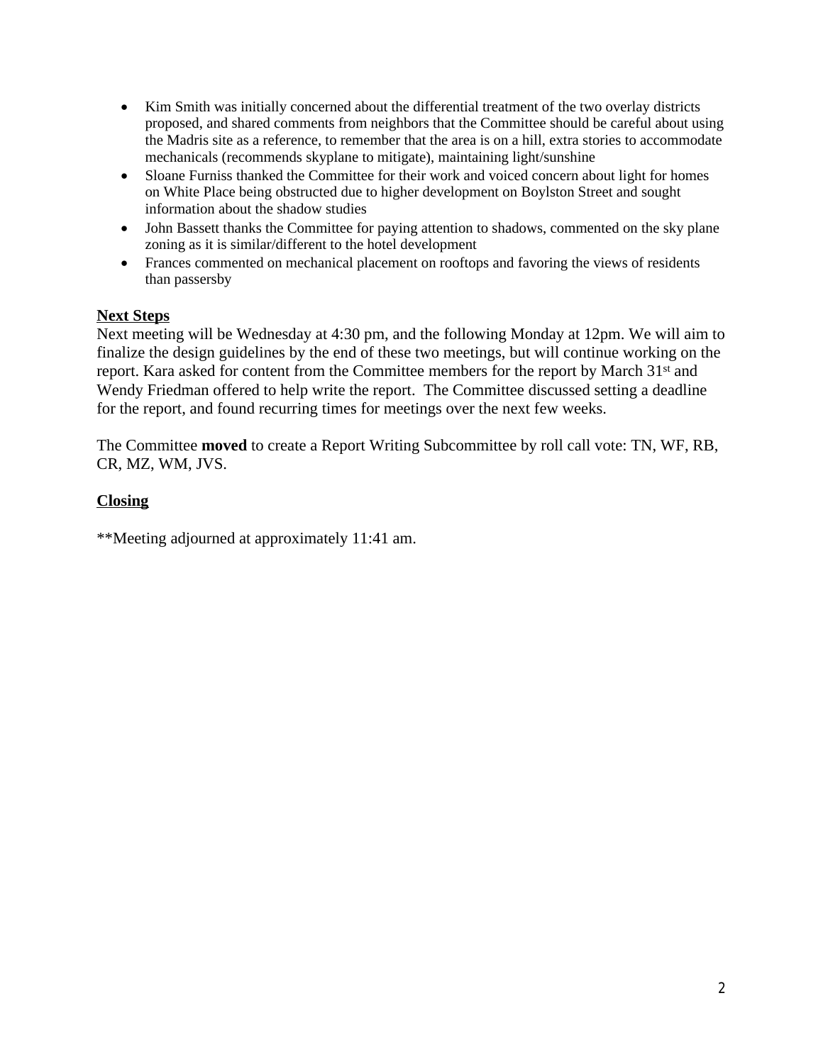- Kim Smith was initially concerned about the differential treatment of the two overlay districts proposed, and shared comments from neighbors that the Committee should be careful about using the Madris site as a reference, to remember that the area is on a hill, extra stories to accommodate mechanicals (recommends skyplane to mitigate), maintaining light/sunshine
- Sloane Furniss thanked the Committee for their work and voiced concern about light for homes on White Place being obstructed due to higher development on Boylston Street and sought information about the shadow studies
- John Bassett thanks the Committee for paying attention to shadows, commented on the sky plane zoning as it is similar/different to the hotel development
- Frances commented on mechanical placement on rooftops and favoring the views of residents than passersby

## Next Steps

Next meeting will be Wednesday at 4:30 pm, and the following Monday at 12pm. We will aim to finalize the design guidelines by the end of these two meetings, but will continue working on the report. Kara asked for content from the Committee members for the report by March 31st and Wendy Friedman offered to help write the report. The Committee discussed setting a deadline for the report, and found recurring times for meetings over the next few weeks.

The Committee **moved** to create a Report Writing Subcommittee by roll call vote: TN, WF, RB, CR, MZ, WM, JVS.

## Closing

**Meeting adjourned at approximately 11:41 am.